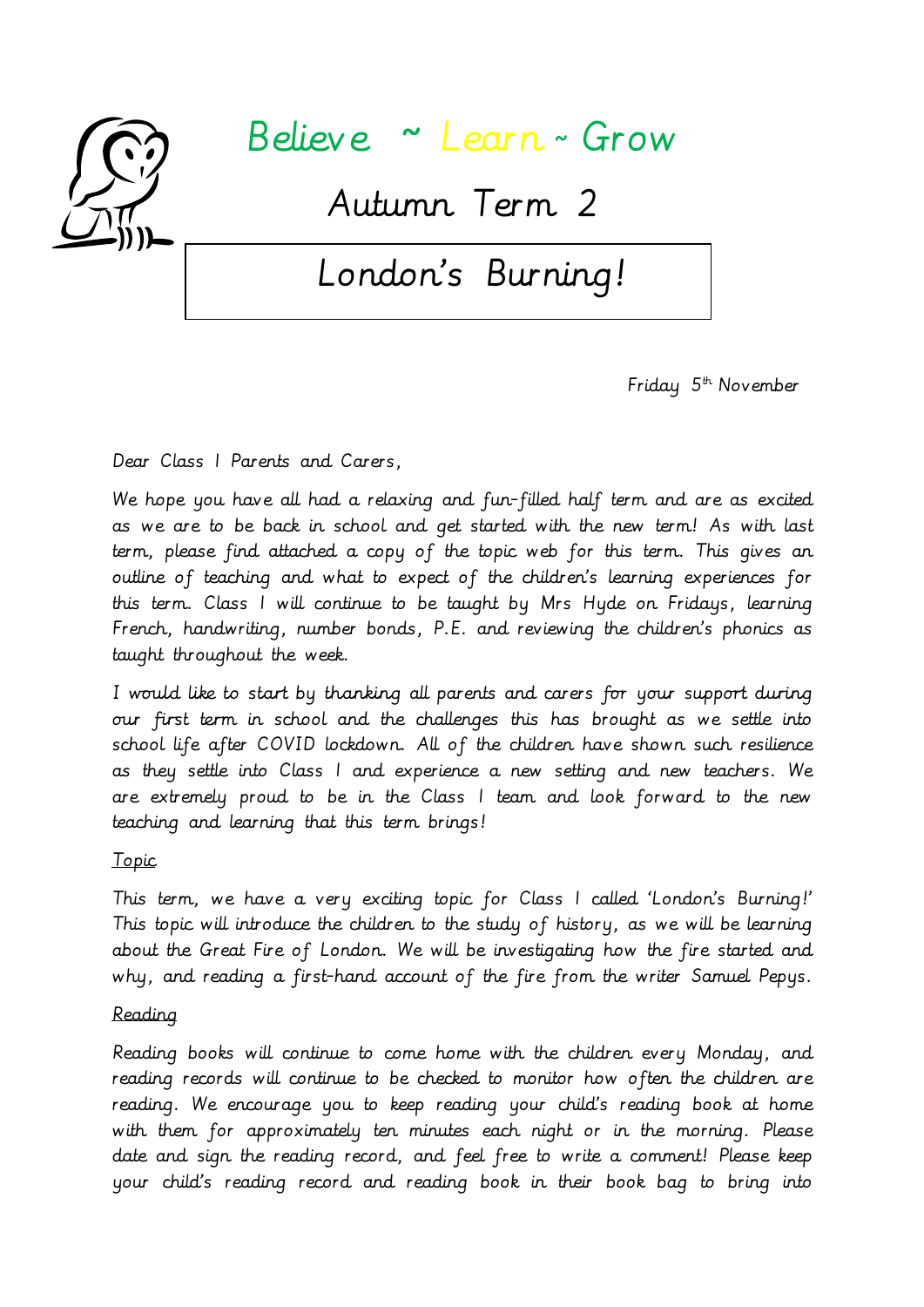# Believe ~ Learn ~ Grow

## Autumn Term 2

## London's Burning!

Friday 5th November

Dear Class 1 Parents and Carers,

We hope you have all had a relaxing and fun-filled half term and are as excited as we are to be back in school and get started with the new term! As with last term, please find attached a copy of the topic web for this term. This gives an outline of teaching and what to expect of the children's learning experiences for this term. Class 1 will continue to be taught by Mrs Hyde on Fridays, learning French, handwriting, number bonds, P.E. and reviewing the children's phonics as taught throughout the week.

I would like to start by thanking all parents and carers for your support during our first term in school and the challenges this has brought as we settle into school life after COVID lockdown. All of the children have shown such resilience as they settle into Class 1 and experience a new setting and new teachers. We are extremely proud to be in the Class 1 team and look forward to the new teaching and learning that this term brings!

<u>Topic</u>

This term, we have a very exciting topic for Class 1 called 'London's Burning!' This topic will introduce the children to the study of history, as we will be learning about the Great Fire of London. We will be investigating how the fire started and why, and reading a first-hand account of the fire from the writer Samuel Pepys.

<u>Reading</u>

Reading books will continue to come home with the children every Monday, and reading records will continue to be checked to monitor how often the children are reading. We encourage you to keep reading your child's reading book at home with them for approximately ten minutes each night or in the morning. Please date and sign the reading record, and feel free to write a comment! Please keep your child's reading record and reading book in their book bag to bring into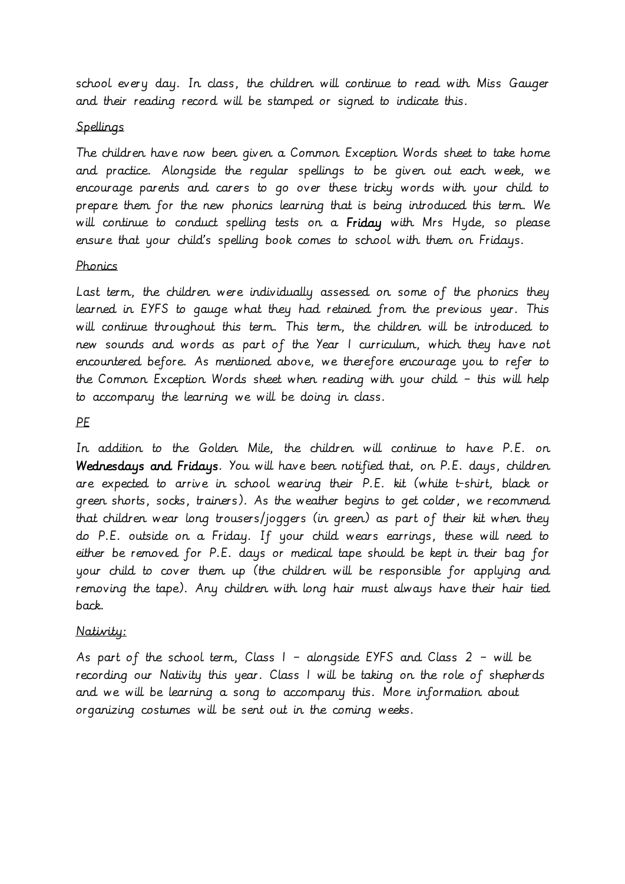school every day. In class, the children will continue to read with Miss Gauger and their reading record will be stamped or signed to indicate this.

### Spellings

The children have now been given a Common Exception Words sheet to take home and practice. Alongside the regular spellings to be given out each week, we encourage parents and carers to go over these tricky words with your child to prepare them for the new phonics learning that is being introduced this term. We will continue to conduct spelling tests on a **Friday** with Mrs Hyde, so please ensure that your child's spelling book comes to school with them on Fridays.

### Phonics

Last term, the children were individually assessed on some of the phonics they learned in EYFS to gauge what they had retained from the previous year. This will continue throughout this term. This term, the children will be introduced to new sounds and words as part of the Year 1 curriculum, which they have not encountered before. As mentioned above, we therefore encourage you to refer to the Common Exception Words sheet when reading with your child – this will help to accompany the learning we will be doing in class.

### PE

In addition to the Golden Mile, the children will continue to have P.E. on **Wednesdays and Fridays**. You will have been notified that, on P.E. days, children are expected to arrive in school wearing their P.E. kit (white t-shirt, black or green shorts, socks, trainers). As the weather begins to get colder, we recommend that children wear long trousers/joggers (in green) as part of their kit when they do P.E. outside on a Friday. If your child wears earrings, these will need to either be removed for P.E. days or medical tape should be kept in their bag for your child to cover them up (the children will be responsible for applying and removing the tape). Any children with long hair must always have their hair tied back.

### Nativity:

As part of the school term, Class 1 – alongside EYFS and Class 2 – will be recording our Nativity this year. Class 1 will be taking on the role of shepherds and we will be learning a song to accompany this. More information about organizing costumes will be sent out in the coming weeks.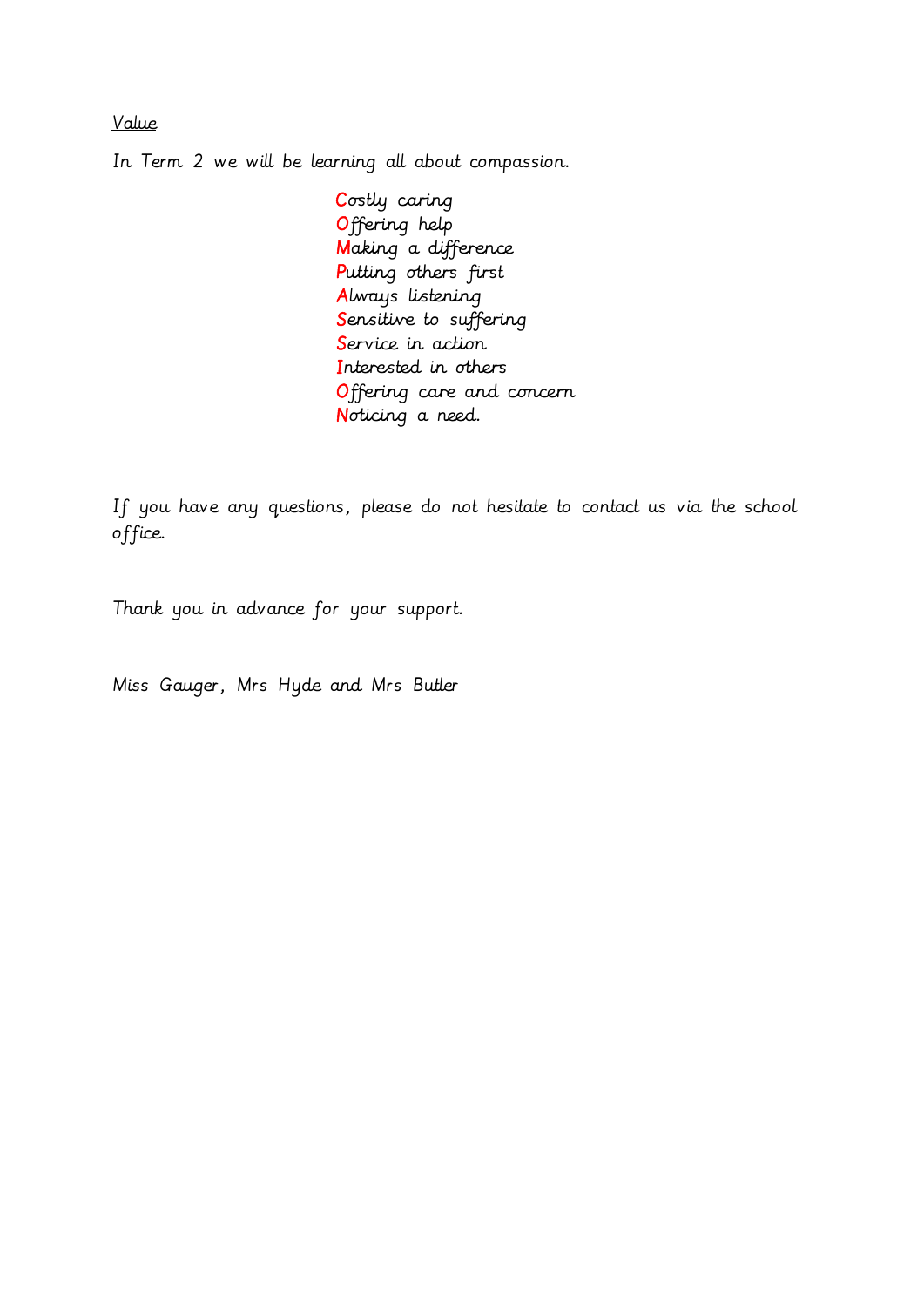<u>Value</u>

In Term 2 we will be learning all about compassion.

Costly caring
Offering help
Making a difference
Putting others first
Always listening
Sensitive to suffering
Service in action
Interested in others
Offering care and concern
Noticing a need.

If you have any questions, please do not hesitate to contact us via the school office.

Thank you in advance for your support.

Miss Gauger, Mrs Hyde and Mrs Butler